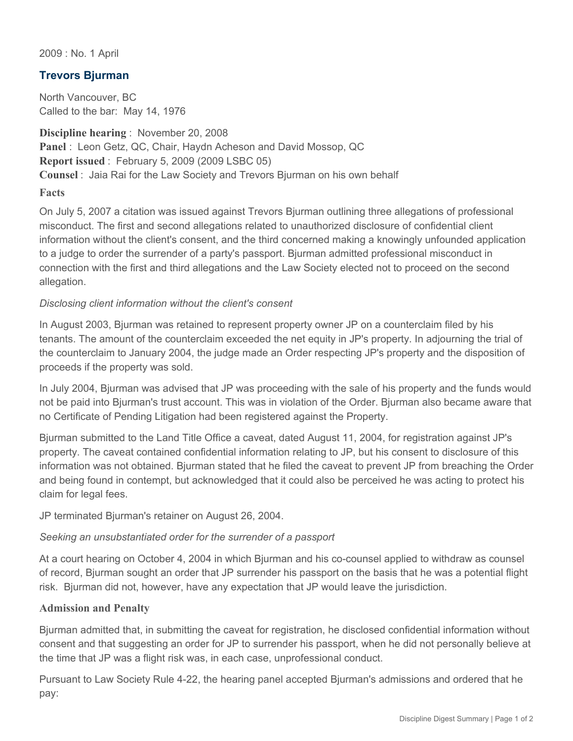2009 : No. 1 April

## Trevors Bjurman

North Vancouver, BC
Called to the bar: May 14, 1976

**Discipline hearing** : November 20, 2008
**Panel** : Leon Getz, QC, Chair, Haydn Acheson and David Mossop, QC
**Report issued** : February 5, 2009 (2009 LSBC 05)
**Counsel** : Jaia Rai for the Law Society and Trevors Bjurman on his own behalf

### Facts

On July 5, 2007 a citation was issued against Trevors Bjurman outlining three allegations of professional misconduct. The first and second allegations related to unauthorized disclosure of confidential client information without the client's consent, and the third concerned making a knowingly unfounded application to a judge to order the surrender of a party's passport. Bjurman admitted professional misconduct in connection with the first and third allegations and the Law Society elected not to proceed on the second allegation.

*Disclosing client information without the client's consent*

In August 2003, Bjurman was retained to represent property owner JP on a counterclaim filed by his tenants. The amount of the counterclaim exceeded the net equity in JP's property. In adjourning the trial of the counterclaim to January 2004, the judge made an Order respecting JP's property and the disposition of proceeds if the property was sold.

In July 2004, Bjurman was advised that JP was proceeding with the sale of his property and the funds would not be paid into Bjurman's trust account. This was in violation of the Order. Bjurman also became aware that no Certificate of Pending Litigation had been registered against the Property.

Bjurman submitted to the Land Title Office a caveat, dated August 11, 2004, for registration against JP's property. The caveat contained confidential information relating to JP, but his consent to disclosure of this information was not obtained. Bjurman stated that he filed the caveat to prevent JP from breaching the Order and being found in contempt, but acknowledged that it could also be perceived he was acting to protect his claim for legal fees.

JP terminated Bjurman's retainer on August 26, 2004.

*Seeking an unsubstantiated order for the surrender of a passport*

At a court hearing on October 4, 2004 in which Bjurman and his co-counsel applied to withdraw as counsel of record, Bjurman sought an order that JP surrender his passport on the basis that he was a potential flight risk. Bjurman did not, however, have any expectation that JP would leave the jurisdiction.

### Admission and Penalty

Bjurman admitted that, in submitting the caveat for registration, he disclosed confidential information without consent and that suggesting an order for JP to surrender his passport, when he did not personally believe at the time that JP was a flight risk was, in each case, unprofessional conduct.

Pursuant to Law Society Rule 4-22, the hearing panel accepted Bjurman's admissions and ordered that he pay: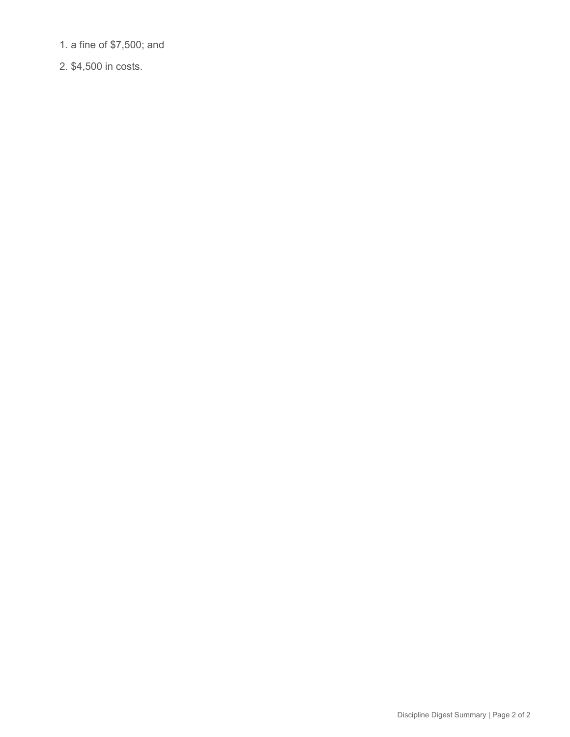1. a fine of $7,500; and
2. $4,500 in costs.